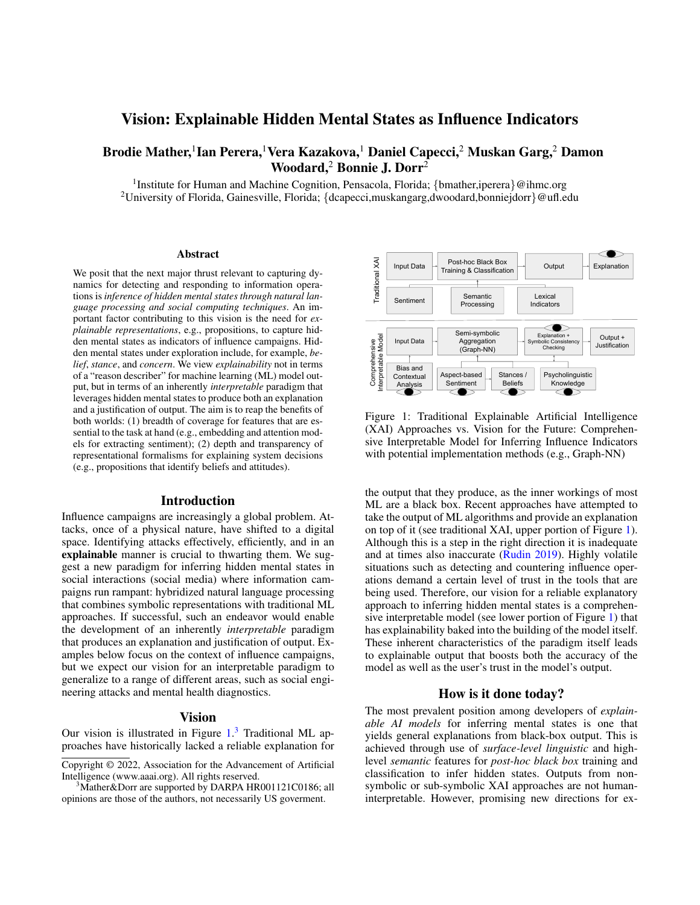# Vision: Explainable Hidden Mental States as Influence Indicators

**Brodie Mather,[1] Ian Perera,[1] Vera Kazakova,[1] Daniel Capecci,[2] Muskan Garg,[2] Damon Woodard,[2] Bonnie J. Dorr[2]**

[1]Institute for Human and Machine Cognition, Pensacola, Florida; {bmather,iperera}@ihmc.org
[2]University of Florida, Gainesville, Florida; {dcapecci,muskangarg,dwoodard,bonniejdorr}@ufl.edu

## Abstract

We posit that the next major thrust relevant to capturing dynamics for detecting and responding to information operations is *inference of hidden mental states through natural language processing and social computing techniques*. An important factor contributing to this vision is the need for *explainable representations*, e.g., propositions, to capture hidden mental states as indicators of influence campaigns. Hidden mental states under exploration include, for example, *belief*, *stance*, and *concern*. We view *explainability* not in terms of a "reason describer" for machine learning (ML) model output, but in terms of an inherently *interpretable* paradigm that leverages hidden mental states to produce both an explanation and a justification of output. The aim is to reap the benefits of both worlds: (1) breadth of coverage for features that are essential to the task at hand (e.g., embedding and attention models for extracting sentiment); (2) depth and transparency of representational formalisms for explaining system decisions (e.g., propositions that identify beliefs and attitudes).

## Introduction

Influence campaigns are increasingly a global problem. Attacks, once of a physical nature, have shifted to a digital space. Identifying attacks effectively, efficiently, and in an **explainable** manner is crucial to thwarting them. We suggest a new paradigm for inferring hidden mental states in social interactions (social media) where information campaigns run rampant: hybridized natural language processing that combines symbolic representations with traditional ML approaches. If successful, such an endeavor would enable the development of an inherently *interpretable* paradigm that produces an explanation and justification of output. Examples below focus on the context of influence campaigns, but we expect our vision for an interpretable paradigm to generalize to a range of different areas, such as social engineering attacks and mental health diagnostics.

## Vision

Our vision is illustrated in Figure 1.[3] Traditional ML approaches have historically lacked a reliable explanation for the output that they produce, as the inner workings of most ML are a black box. Recent approaches have attempted to take the output of ML algorithms and provide an explanation on top of it (see traditional XAI, upper portion of Figure 1). Although this is a step in the right direction it is inadequate and at times also inaccurate (Rudin 2019). Highly volatile situations such as detecting and countering influence operations demand a certain level of trust in the tools that are being used. Therefore, our vision for a reliable explanatory approach to inferring hidden mental states is a comprehensive interpretable model (see lower portion of Figure 1) that has explainability baked into the building of the model itself. These inherent characteristics of the paradigm itself leads to explainable output that boosts both the accuracy of the model as well as the user's trust in the model's output.

Figure 1: Traditional Explainable Artificial Intelligence (XAI) Approaches vs. Vision for the Future: Comprehensive Interpretable Model for Inferring Influence Indicators with potential implementation methods (e.g., Graph-NN)

## How is it done today?

The most prevalent position among developers of *explainable AI models* for inferring mental states is one that yields general explanations from black-box output. This is achieved through use of *surface-level linguistic* and high-level *semantic* features for *post-hoc black box* training and classification to infer hidden states. Outputs from non-symbolic or sub-symbolic XAI approaches are not human-interpretable. However, promising new directions for ex-

---

Copyright © 2022, Association for the Advancement of Artificial Intelligence (www.aaai.org). All rights reserved.

[3]Mather&Dorr are supported by DARPA HR001121C0186; all opinions are those of the authors, not necessarily US goverment.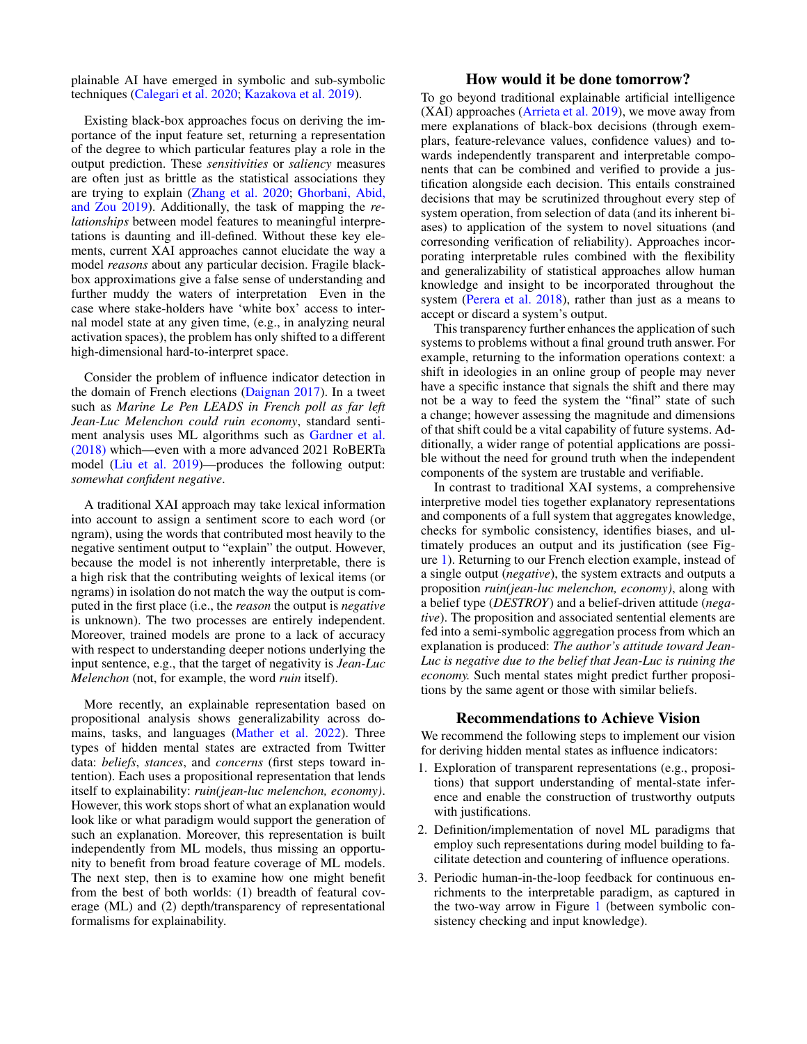plainable AI have emerged in symbolic and sub-symbolic techniques (Calegari et al. 2020; Kazakova et al. 2019).

Existing black-box approaches focus on deriving the importance of the input feature set, returning a representation of the degree to which particular features play a role in the output prediction. These *sensitivities* or *saliency* measures are often just as brittle as the statistical associations they are trying to explain (Zhang et al. 2020; Ghorbani, Abid, and Zou 2019). Additionally, the task of mapping the *relationships* between model features to meaningful interpretations is daunting and ill-defined. Without these key elements, current XAI approaches cannot elucidate the way a model *reasons* about any particular decision. Fragile black-box approximations give a false sense of understanding and further muddy the waters of interpretation Even in the case where stake-holders have 'white box' access to internal model state at any given time, (e.g., in analyzing neural activation spaces), the problem has only shifted to a different high-dimensional hard-to-interpret space.

Consider the problem of influence indicator detection in the domain of French elections (Daignan 2017). In a tweet such as *Marine Le Pen LEADS in French poll as far left Jean-Luc Melenchon could ruin economy*, standard sentiment analysis uses ML algorithms such as Gardner et al. (2018) which—even with a more advanced 2021 RoBERTa model (Liu et al. 2019)—produces the following output: *somewhat confident negative*.

A traditional XAI approach may take lexical information into account to assign a sentiment score to each word (or ngram), using the words that contributed most heavily to the negative sentiment output to "explain" the output. However, because the model is not inherently interpretable, there is a high risk that the contributing weights of lexical items (or ngrams) in isolation do not match the way the output is computed in the first place (i.e., the *reason* the output is *negative* is unknown). The two processes are entirely independent. Moreover, trained models are prone to a lack of accuracy with respect to understanding deeper notions underlying the input sentence, e.g., that the target of negativity is *Jean-Luc Melenchon* (not, for example, the word *ruin* itself).

More recently, an explainable representation based on propositional analysis shows generalizability across domains, tasks, and languages (Mather et al. 2022). Three types of hidden mental states are extracted from Twitter data: *beliefs*, *stances*, and *concerns* (first steps toward intention). Each uses a propositional representation that lends itself to explainability: *ruin(jean-luc melenchon, economy)*. However, this work stops short of what an explanation would look like or what paradigm would support the generation of such an explanation. Moreover, this representation is built independently from ML models, thus missing an opportunity to benefit from broad feature coverage of ML models. The next step, then is to examine how one might benefit from the best of both worlds: (1) breadth of featural coverage (ML) and (2) depth/transparency of representational formalisms for explainability.

## How would it be done tomorrow?

To go beyond traditional explainable artificial intelligence (XAI) approaches (Arrieta et al. 2019), we move away from mere explanations of black-box decisions (through exemplars, feature-relevance values, confidence values) and towards independently transparent and interpretable components that can be combined and verified to provide a justification alongside each decision. This entails constrained decisions that may be scrutinized throughout every step of system operation, from selection of data (and its inherent biases) to application of the system to novel situations (and corresonding verification of reliability). Approaches incorporating interpretable rules combined with the flexibility and generalizability of statistical approaches allow human knowledge and insight to be incorporated throughout the system (Perera et al. 2018), rather than just as a means to accept or discard a system's output.

This transparency further enhances the application of such systems to problems without a final ground truth answer. For example, returning to the information operations context: a shift in ideologies in an online group of people may never have a specific instance that signals the shift and there may not be a way to feed the system the "final" state of such a change; however assessing the magnitude and dimensions of that shift could be a vital capability of future systems. Additionally, a wider range of potential applications are possible without the need for ground truth when the independent components of the system are trustable and verifiable.

In contrast to traditional XAI systems, a comprehensive interpretive model ties together explanatory representations and components of a full system that aggregates knowledge, checks for symbolic consistency, identifies biases, and ultimately produces an output and its justification (see Figure 1). Returning to our French election example, instead of a single output (*negative*), the system extracts and outputs a proposition *ruin(jean-luc melenchon, economy)*, along with a belief type (*DESTROY*) and a belief-driven attitude (*negative*). The proposition and associated sentential elements are fed into a semi-symbolic aggregation process from which an explanation is produced: *The author's attitude toward Jean-Luc is negative due to the belief that Jean-Luc is ruining the economy.* Such mental states might predict further propositions by the same agent or those with similar beliefs.

## Recommendations to Achieve Vision

We recommend the following steps to implement our vision for deriving hidden mental states as influence indicators:

1. Exploration of transparent representations (e.g., propositions) that support understanding of mental-state inference and enable the construction of trustworthy outputs with justifications.
2. Definition/implementation of novel ML paradigms that employ such representations during model building to facilitate detection and countering of influence operations.
3. Periodic human-in-the-loop feedback for continuous enrichments to the interpretable paradigm, as captured in the two-way arrow in Figure 1 (between symbolic consistency checking and input knowledge).